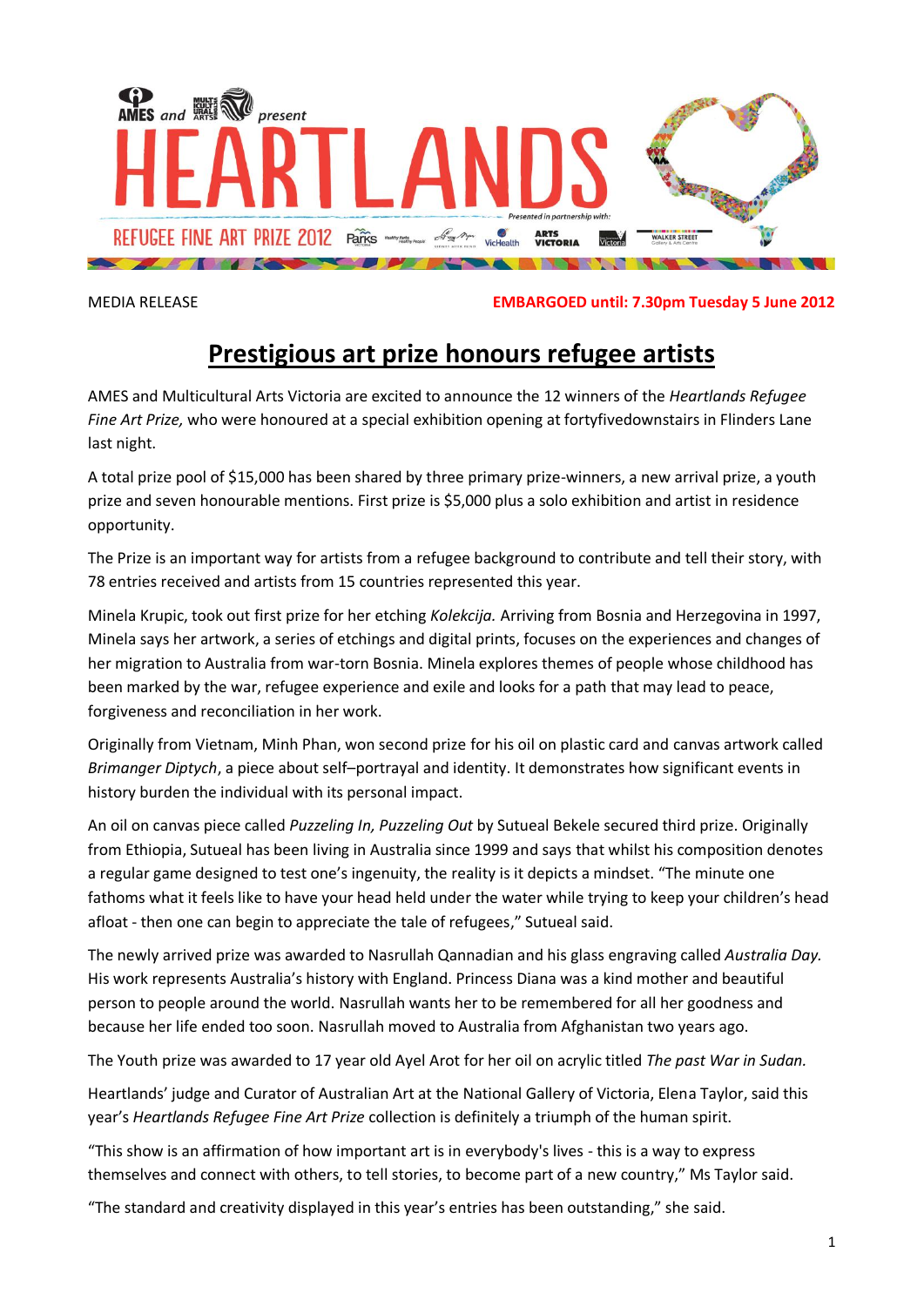AMES and MULTICULTURAL ARTS present

# HEARTLANDS

REFUGEE FINE ART PRIZE 2012

Presented in partnership with:

MEDIA RELEASE **EMBARGOED until: 7.30pm Tuesday 5 June 2012**

# Prestigious art prize honours refugee artists

AMES and Multicultural Arts Victoria are excited to announce the 12 winners of the *Heartlands Refugee Fine Art Prize,* who were honoured at a special exhibition opening at fortyfivedownstairs in Flinders Lane last night.

A total prize pool of $15,000 has been shared by three primary prize-winners, a new arrival prize, a youth prize and seven honourable mentions. First prize is $5,000 plus a solo exhibition and artist in residence opportunity.

The Prize is an important way for artists from a refugee background to contribute and tell their story, with 78 entries received and artists from 15 countries represented this year.

Minela Krupic, took out first prize for her etching *Kolekcija.* Arriving from Bosnia and Herzegovina in 1997, Minela says her artwork, a series of etchings and digital prints, focuses on the experiences and changes of her migration to Australia from war-torn Bosnia. Minela explores themes of people whose childhood has been marked by the war, refugee experience and exile and looks for a path that may lead to peace, forgiveness and reconciliation in her work.

Originally from Vietnam, Minh Phan, won second prize for his oil on plastic card and canvas artwork called *Brimanger Diptych*, a piece about self–portrayal and identity. It demonstrates how significant events in history burden the individual with its personal impact.

An oil on canvas piece called *Puzzeling In, Puzzeling Out* by Sutueal Bekele secured third prize. Originally from Ethiopia, Sutueal has been living in Australia since 1999 and says that whilst his composition denotes a regular game designed to test one's ingenuity, the reality is it depicts a mindset. "The minute one fathoms what it feels like to have your head held under the water while trying to keep your children's head afloat - then one can begin to appreciate the tale of refugees," Sutueal said.

The newly arrived prize was awarded to Nasrullah Qannadian and his glass engraving called *Australia Day.* His work represents Australia's history with England. Princess Diana was a kind mother and beautiful person to people around the world. Nasrullah wants her to be remembered for all her goodness and because her life ended too soon. Nasrullah moved to Australia from Afghanistan two years ago.

The Youth prize was awarded to 17 year old Ayel Arot for her oil on acrylic titled *The past War in Sudan.*

Heartlands' judge and Curator of Australian Art at the National Gallery of Victoria, Elena Taylor, said this year's *Heartlands Refugee Fine Art Prize* collection is definitely a triumph of the human spirit.

"This show is an affirmation of how important art is in everybody's lives - this is a way to express themselves and connect with others, to tell stories, to become part of a new country," Ms Taylor said.

"The standard and creativity displayed in this year's entries has been outstanding," she said.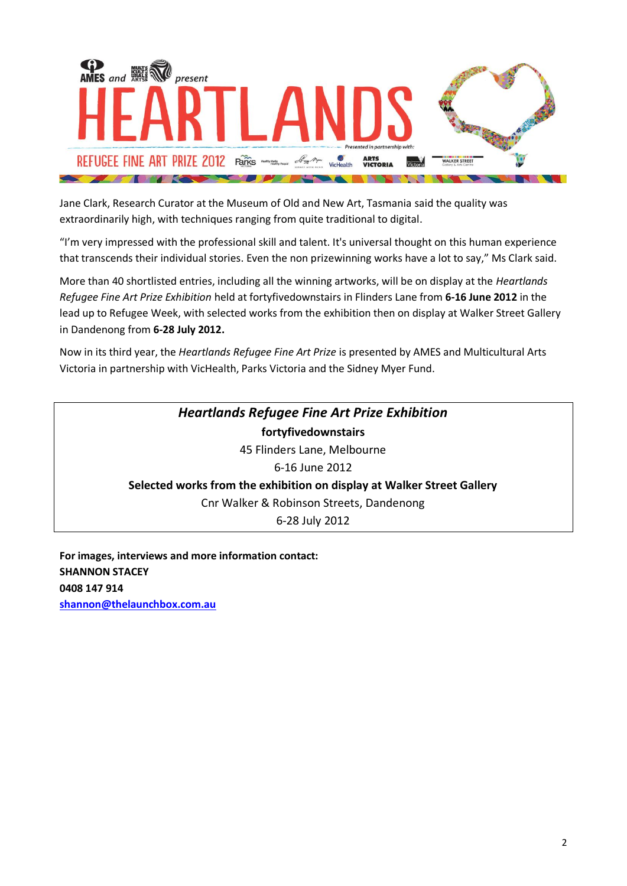AMES and MULTICULTURAL ARTS present

# HEARTLANDS

REFUGEE FINE ART PRIZE 2012

Presented in partnership with: Parks Victoria, Sidney Myer Fund, VicHealth, Arts Victoria, Victoria, Walker Street Gallery & Arts Centre

Jane Clark, Research Curator at the Museum of Old and New Art, Tasmania said the quality was extraordinarily high, with techniques ranging from quite traditional to digital.

"I'm very impressed with the professional skill and talent. It's universal thought on this human experience that transcends their individual stories. Even the non prizewinning works have a lot to say," Ms Clark said.

More than 40 shortlisted entries, including all the winning artworks, will be on display at the *Heartlands Refugee Fine Art Prize Exhibition* held at fortyfivedownstairs in Flinders Lane from **6-16 June 2012** in the lead up to Refugee Week, with selected works from the exhibition then on display at Walker Street Gallery in Dandenong from **6-28 July 2012.**

Now in its third year, the *Heartlands Refugee Fine Art Prize* is presented by AMES and Multicultural Arts Victoria in partnership with VicHealth, Parks Victoria and the Sidney Myer Fund.

***Heartlands Refugee Fine Art Prize Exhibition***

**fortyfivedownstairs**

45 Flinders Lane, Melbourne

6-16 June 2012

**Selected works from the exhibition on display at Walker Street Gallery**

Cnr Walker & Robinson Streets, Dandenong

6-28 July 2012

**For images, interviews and more information contact:**
**SHANNON STACEY**
**0408 147 914**
**shannon@thelaunchbox.com.au**